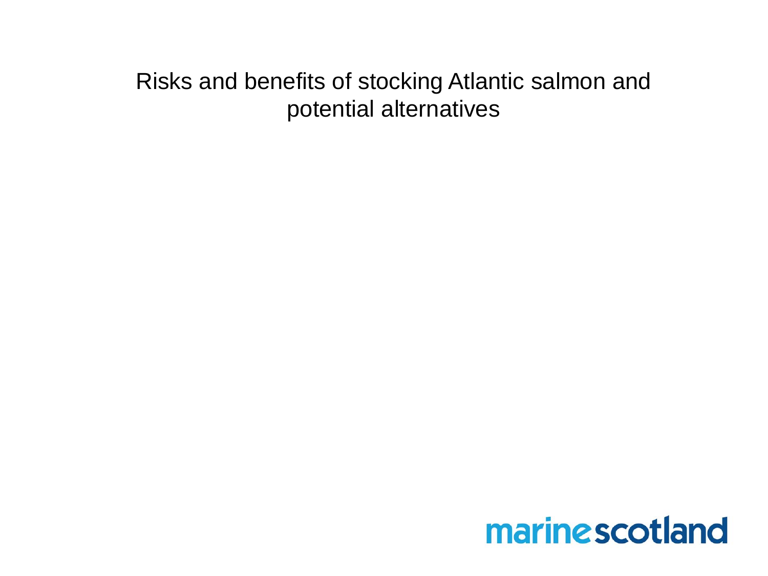# Risks and benefits of stocking Atlantic salmon and potential alternatives

marinescotland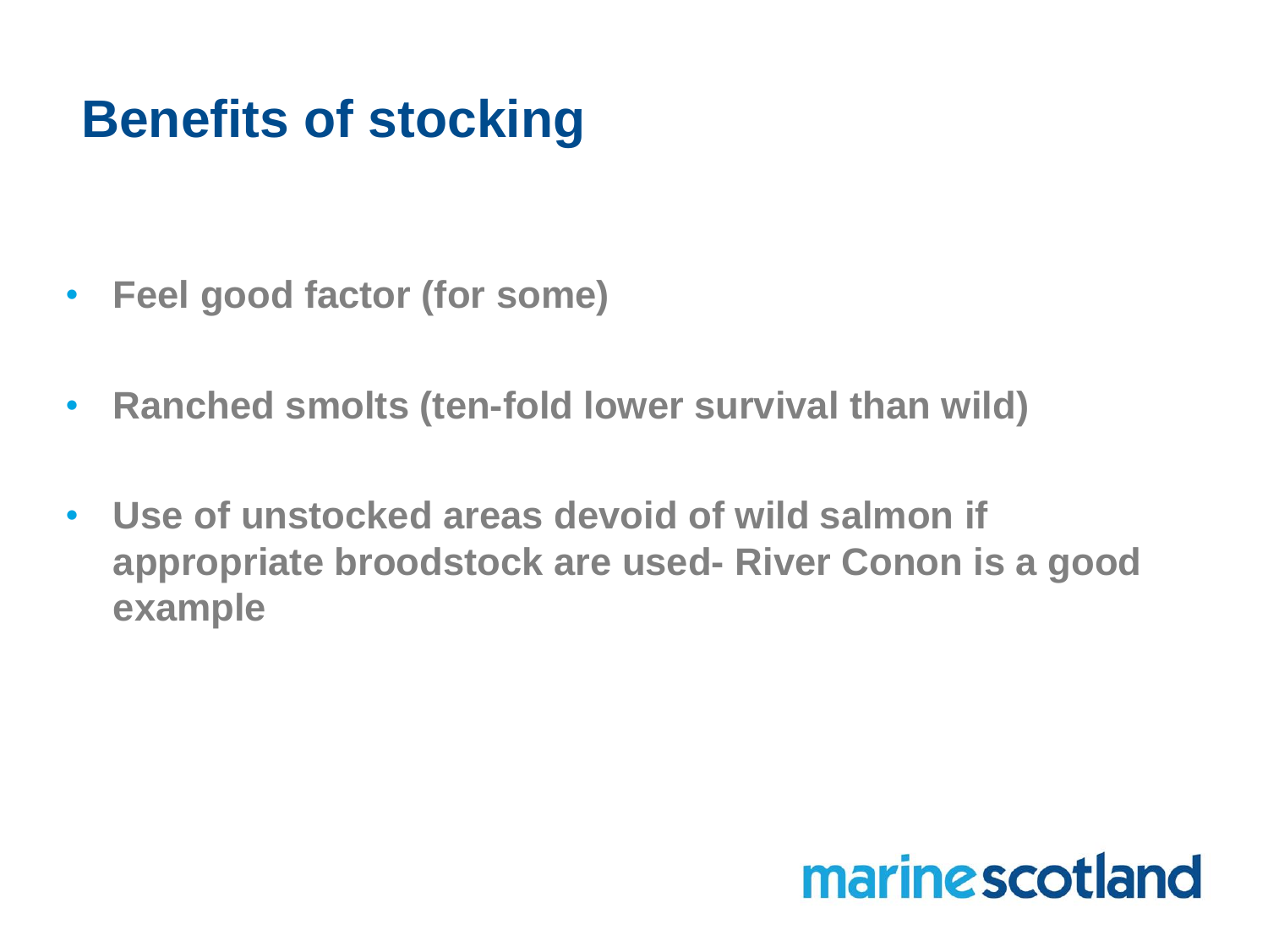# Benefits of stocking

- **Feel good factor (for some)**
- **Ranched smolts (ten-fold lower survival than wild)**
- **Use of unstocked areas devoid of wild salmon if appropriate broodstock are used- River Conon is a good example**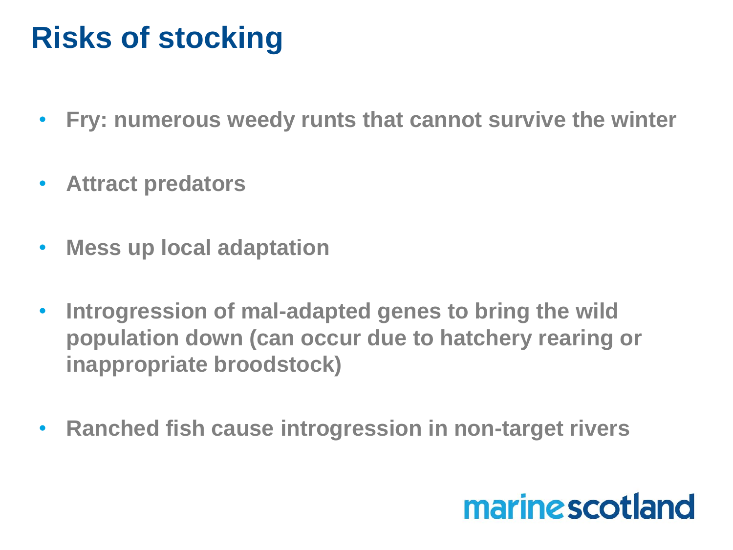# Risks of stocking

- **Fry: numerous weedy runts that cannot survive the winter**
- **Attract predators**
- **Mess up local adaptation**
- **Introgression of mal-adapted genes to bring the wild population down (can occur due to hatchery rearing or inappropriate broodstock)**
- **Ranched fish cause introgression in non-target rivers**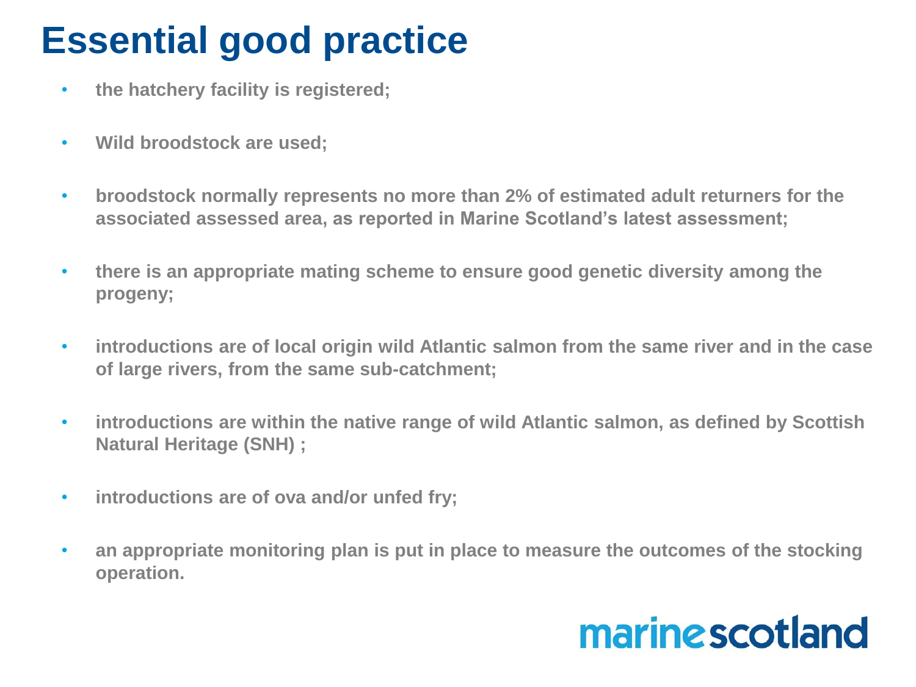# Essential good practice

- **the hatchery facility is registered;**
- **Wild broodstock are used;**
- **broodstock normally represents no more than 2% of estimated adult returners for the associated assessed area, as reported in Marine Scotland's latest assessment;**
- **there is an appropriate mating scheme to ensure good genetic diversity among the progeny;**
- **introductions are of local origin wild Atlantic salmon from the same river and in the case of large rivers, from the same sub-catchment;**
- **introductions are within the native range of wild Atlantic salmon, as defined by Scottish Natural Heritage (SNH) ;**
- **introductions are of ova and/or unfed fry;**
- **an appropriate monitoring plan is put in place to measure the outcomes of the stocking operation.**

marinescotland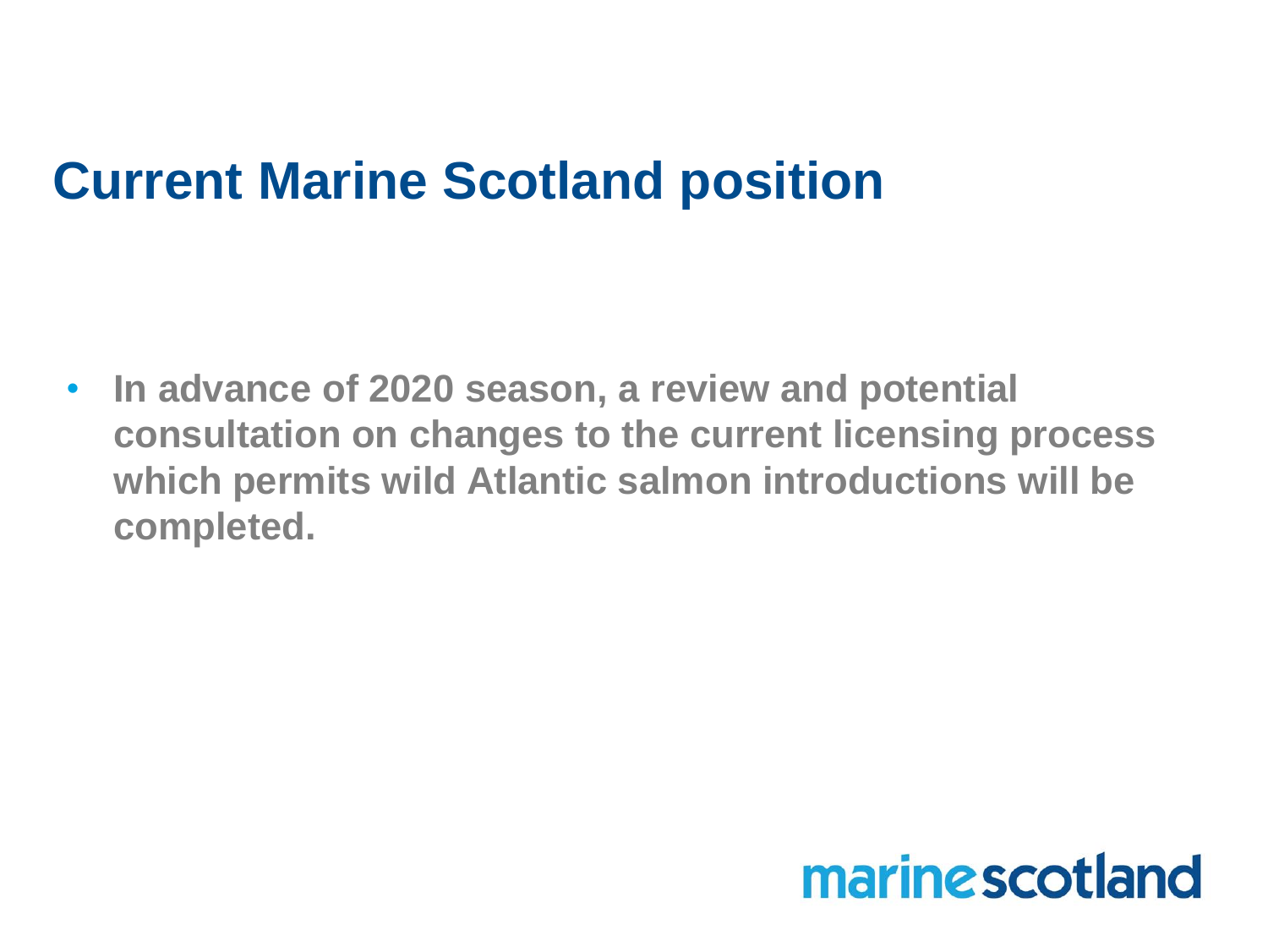# Current Marine Scotland position

- **In advance of 2020 season, a review and potential consultation on changes to the current licensing process which permits wild Atlantic salmon introductions will be completed.**

marinescotland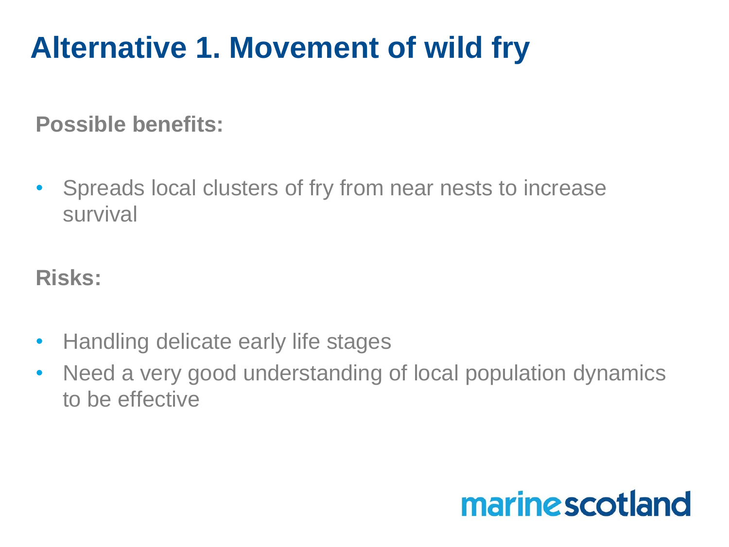# Alternative 1. Movement of wild fry

**Possible benefits:**

- Spreads local clusters of fry from near nests to increase survival

**Risks:**

- Handling delicate early life stages
- Need a very good understanding of local population dynamics to be effective

marinescotland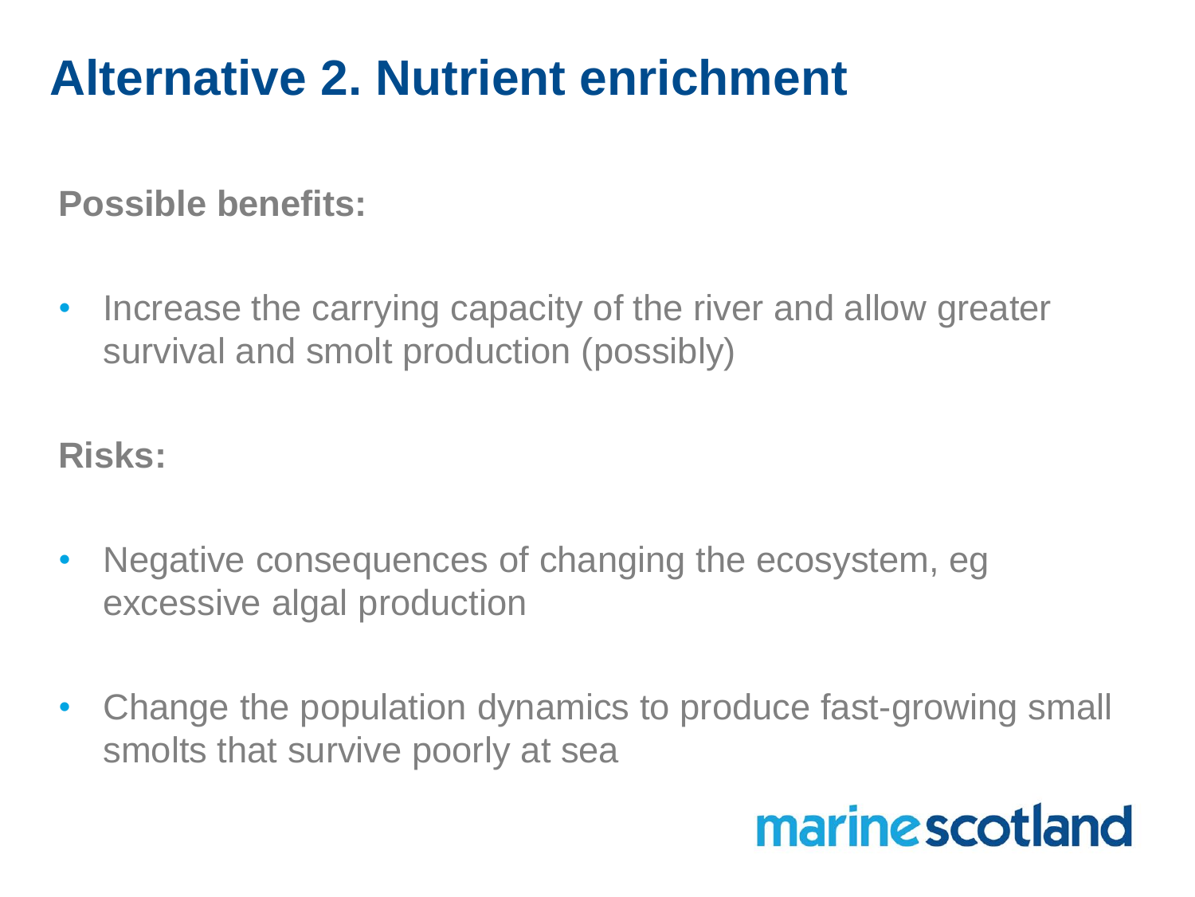# Alternative 2. Nutrient enrichment

**Possible benefits:**

- Increase the carrying capacity of the river and allow greater survival and smolt production (possibly)

**Risks:**

- Negative consequences of changing the ecosystem, eg excessive algal production
- Change the population dynamics to produce fast-growing small smolts that survive poorly at sea

marinescotland